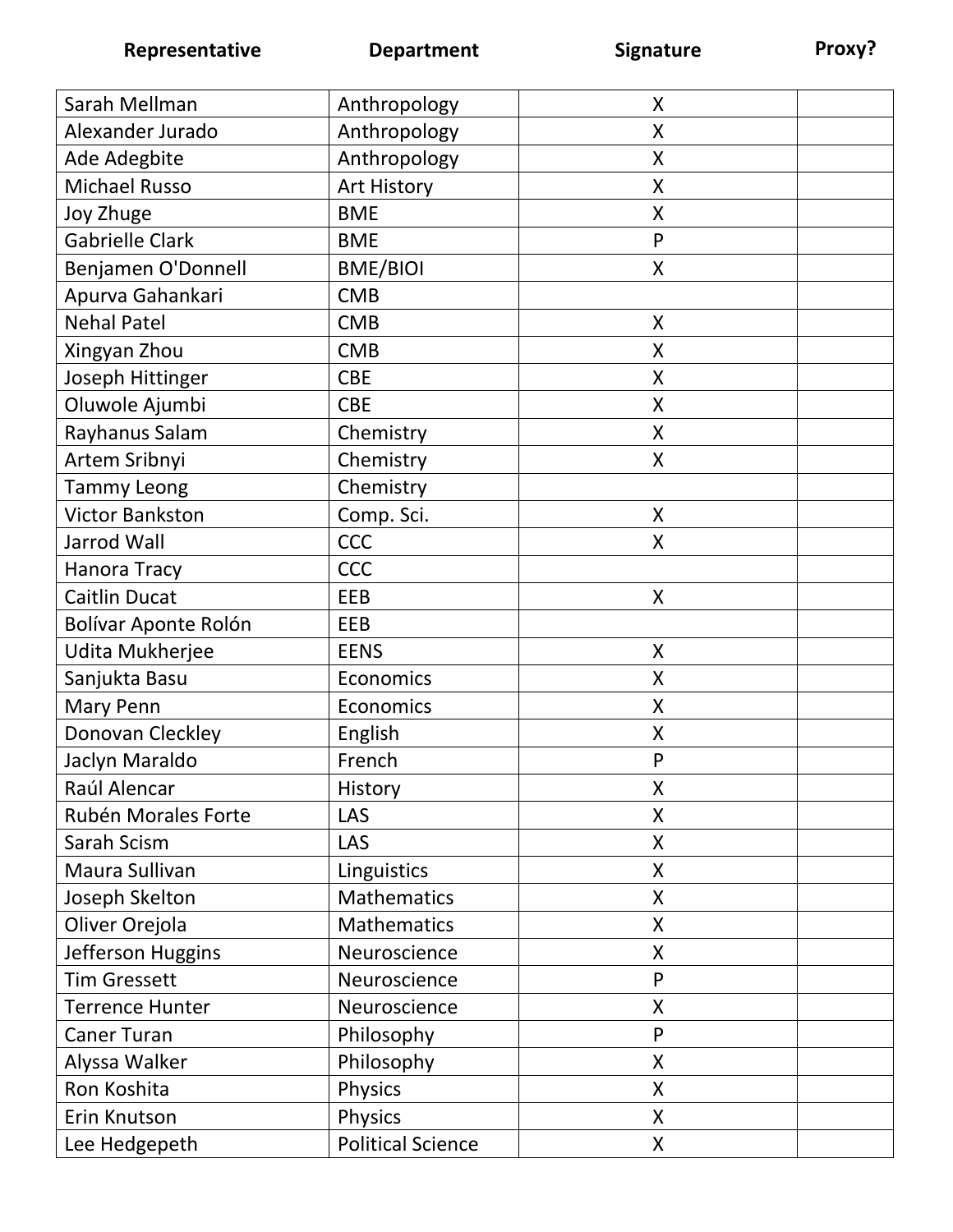| Representative | Department | Signature | Proxy? |
|---|---|---|---|
| Sarah Mellman | Anthropology | X | |
| Alexander Jurado | Anthropology | X | |
| Ade Adegbite | Anthropology | X | |
| Michael Russo | Art History | X | |
| Joy Zhuge | BME | X | |
| Gabrielle Clark | BME | P | |
| Benjamen O'Donnell | BME/BIOI | X | |
| Apurva Gahankari | CMB | | |
| Nehal Patel | CMB | X | |
| Xingyan Zhou | CMB | X | |
| Joseph Hittinger | CBE | X | |
| Oluwole Ajumbi | CBE | X | |
| Rayhanus Salam | Chemistry | X | |
| Artem Sribnyi | Chemistry | X | |
| Tammy Leong | Chemistry | | |
| Victor Bankston | Comp. Sci. | X | |
| Jarrod Wall | CCC | X | |
| Hanora Tracy | CCC | | |
| Caitlin Ducat | EEB | X | |
| Bolívar Aponte Rolón | EEB | | |
| Udita Mukherjee | EENS | X | |
| Sanjukta Basu | Economics | X | |
| Mary Penn | Economics | X | |
| Donovan Cleckley | English | X | |
| Jaclyn Maraldo | French | P | |
| Raúl Alencar | History | X | |
| Rubén Morales Forte | LAS | X | |
| Sarah Scism | LAS | X | |
| Maura Sullivan | Linguistics | X | |
| Joseph Skelton | Mathematics | X | |
| Oliver Orejola | Mathematics | X | |
| Jefferson Huggins | Neuroscience | X | |
| Tim Gressett | Neuroscience | P | |
| Terrence Hunter | Neuroscience | X | |
| Caner Turan | Philosophy | P | |
| Alyssa Walker | Philosophy | X | |
| Ron Koshita | Physics | X | |
| Erin Knutson | Physics | X | |
| Lee Hedgepeth | Political Science | X | |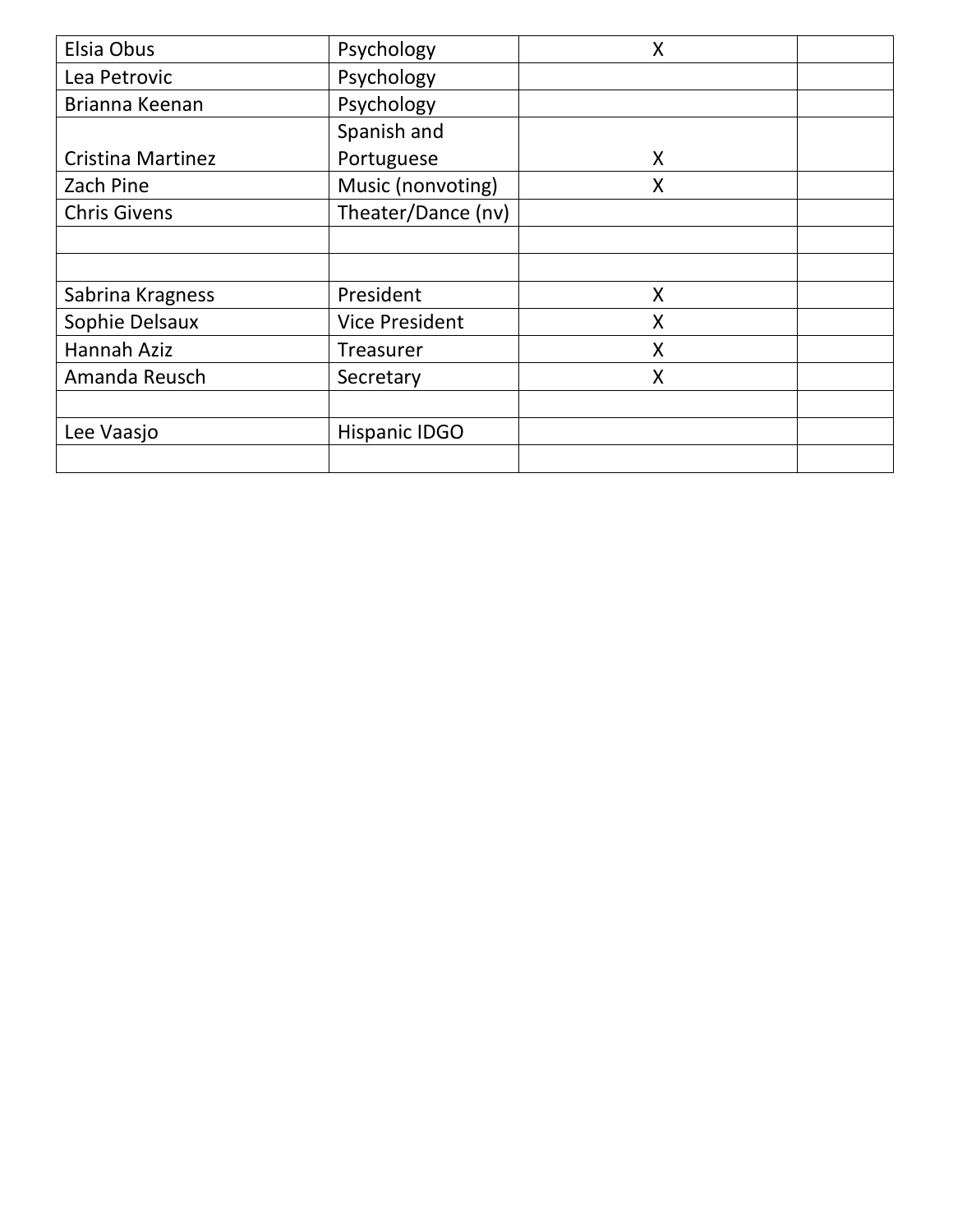| | | | |
|---|---|---|---|
| Elsia Obus | Psychology | X | |
| Lea Petrovic | Psychology | | |
| Brianna Keenan | Psychology | | |
| Cristina Martinez | Spanish and Portuguese | X | |
| Zach Pine | Music (nonvoting) | X | |
| Chris Givens | Theater/Dance (nv) | | |
| | | | |
| | | | |
| Sabrina Kragness | President | X | |
| Sophie Delsaux | Vice President | X | |
| Hannah Aziz | Treasurer | X | |
| Amanda Reusch | Secretary | X | |
| | | | |
| Lee Vaasjo | Hispanic IDGO | | |
| | | | |